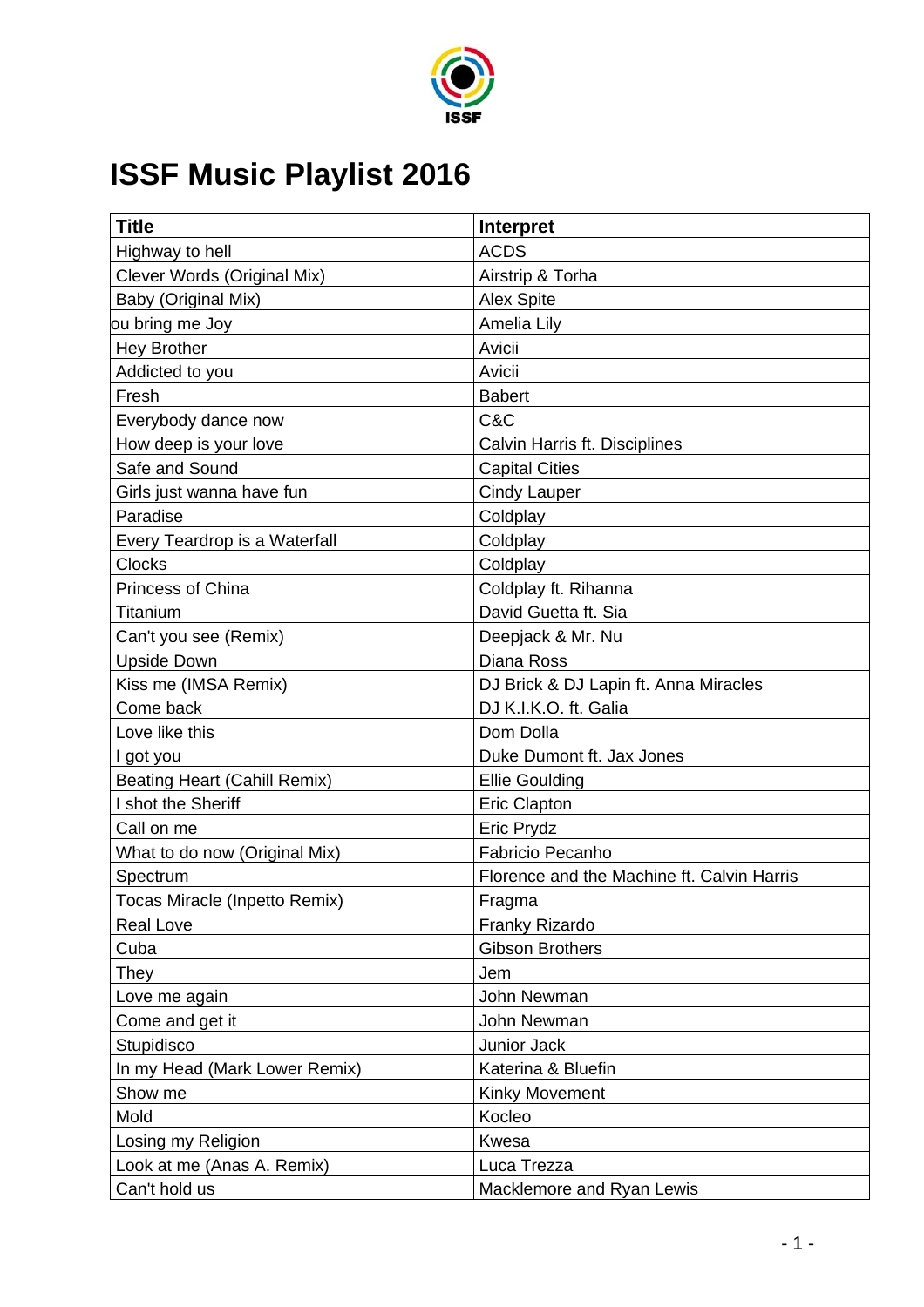# ISSF Music Playlist 2016

| Title | Interpret |
|---|---|
| Highway to hell | ACDS |
| Clever Words (Original Mix) | Airstrip & Torha |
| Baby (Original Mix) | Alex Spite |
| ou bring me Joy | Amelia Lily |
| Hey Brother | Avicii |
| Addicted to you | Avicii |
| Fresh | Babert |
| Everybody dance now | C&C |
| How deep is your love | Calvin Harris ft. Disciplines |
| Safe and Sound | Capital Cities |
| Girls just wanna have fun | Cindy Lauper |
| Paradise | Coldplay |
| Every Teardrop is a Waterfall | Coldplay |
| Clocks | Coldplay |
| Princess of China | Coldplay ft. Rihanna |
| Titanium | David Guetta ft. Sia |
| Can't you see (Remix) | Deepjack & Mr. Nu |
| Upside Down | Diana Ross |
| Kiss me (IMSA Remix) | DJ Brick & DJ Lapin ft. Anna Miracles |
| Come back | DJ K.I.K.O. ft. Galia |
| Love like this | Dom Dolla |
| I got you | Duke Dumont ft. Jax Jones |
| Beating Heart (Cahill Remix) | Ellie Goulding |
| I shot the Sheriff | Eric Clapton |
| Call on me | Eric Prydz |
| What to do now (Original Mix) | Fabricio Pecanho |
| Spectrum | Florence and the Machine ft. Calvin Harris |
| Tocas Miracle (Inpetto Remix) | Fragma |
| Real Love | Franky Rizardo |
| Cuba | Gibson Brothers |
| They | Jem |
| Love me again | John Newman |
| Come and get it | John Newman |
| Stupidisco | Junior Jack |
| In my Head (Mark Lower Remix) | Katerina & Bluefin |
| Show me | Kinky Movement |
| Mold | Kocleo |
| Losing my Religion | Kwesa |
| Look at me (Anas A. Remix) | Luca Trezza |
| Can't hold us | Macklemore and Ryan Lewis |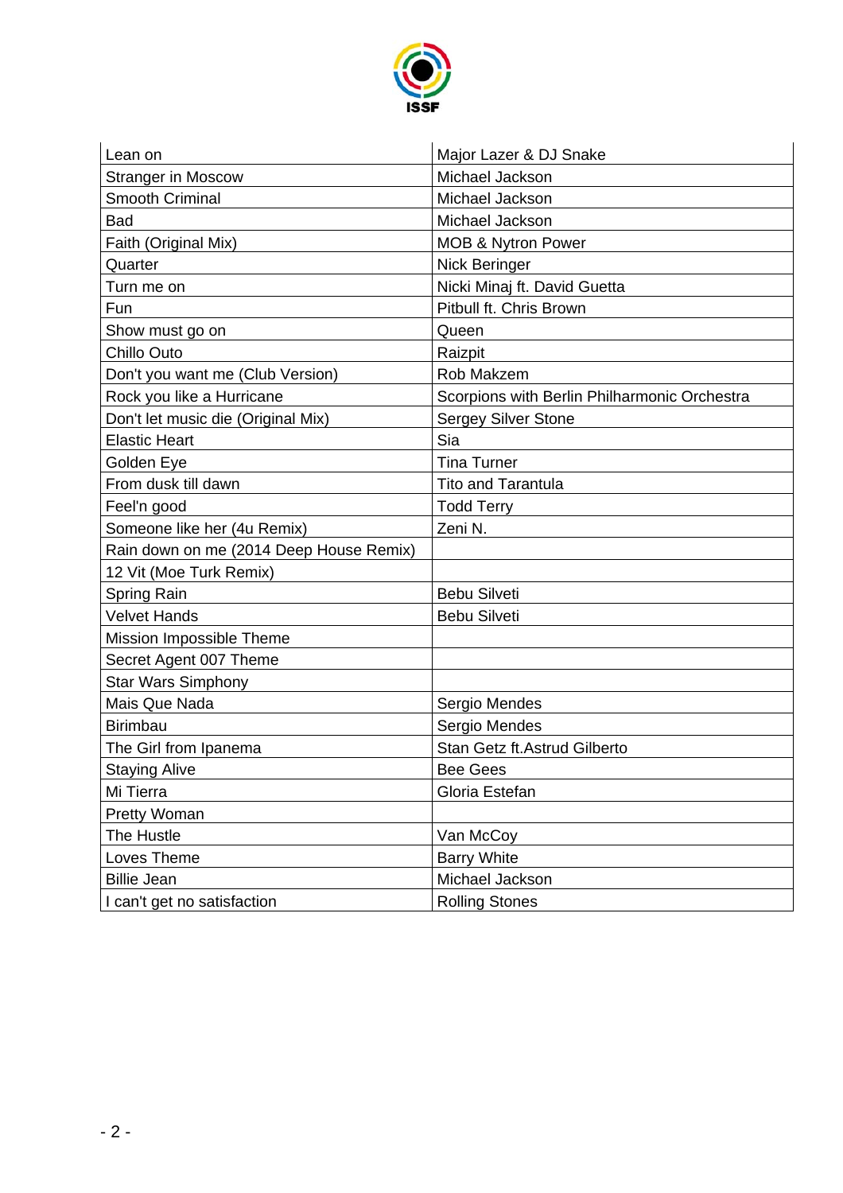| | |
|---|---|
| Lean on | Major Lazer & DJ Snake |
| Stranger in Moscow | Michael Jackson |
| Smooth Criminal | Michael Jackson |
| Bad | Michael Jackson |
| Faith (Original Mix) | MOB & Nytron Power |
| Quarter | Nick Beringer |
| Turn me on | Nicki Minaj ft. David Guetta |
| Fun | Pitbull ft. Chris Brown |
| Show must go on | Queen |
| Chillo Outo | Raizpit |
| Don't you want me (Club Version) | Rob Makzem |
| Rock you like a Hurricane | Scorpions with Berlin Philharmonic Orchestra |
| Don't let music die (Original Mix) | Sergey Silver Stone |
| Elastic Heart | Sia |
| Golden Eye | Tina Turner |
| From dusk till dawn | Tito and Tarantula |
| Feel'n good | Todd Terry |
| Someone like her (4u Remix) | Zeni N. |
| Rain down on me (2014 Deep House Remix) | |
| 12 Vit (Moe Turk Remix) | |
| Spring Rain | Bebu Silveti |
| Velvet Hands | Bebu Silveti |
| Mission Impossible Theme | |
| Secret Agent 007 Theme | |
| Star Wars Simphony | |
| Mais Que Nada | Sergio Mendes |
| Birimbau | Sergio Mendes |
| The Girl from Ipanema | Stan Getz ft.Astrud Gilberto |
| Staying Alive | Bee Gees |
| Mi Tierra | Gloria Estefan |
| Pretty Woman | |
| The Hustle | Van McCoy |
| Loves Theme | Barry White |
| Billie Jean | Michael Jackson |
| I can't get no satisfaction | Rolling Stones |